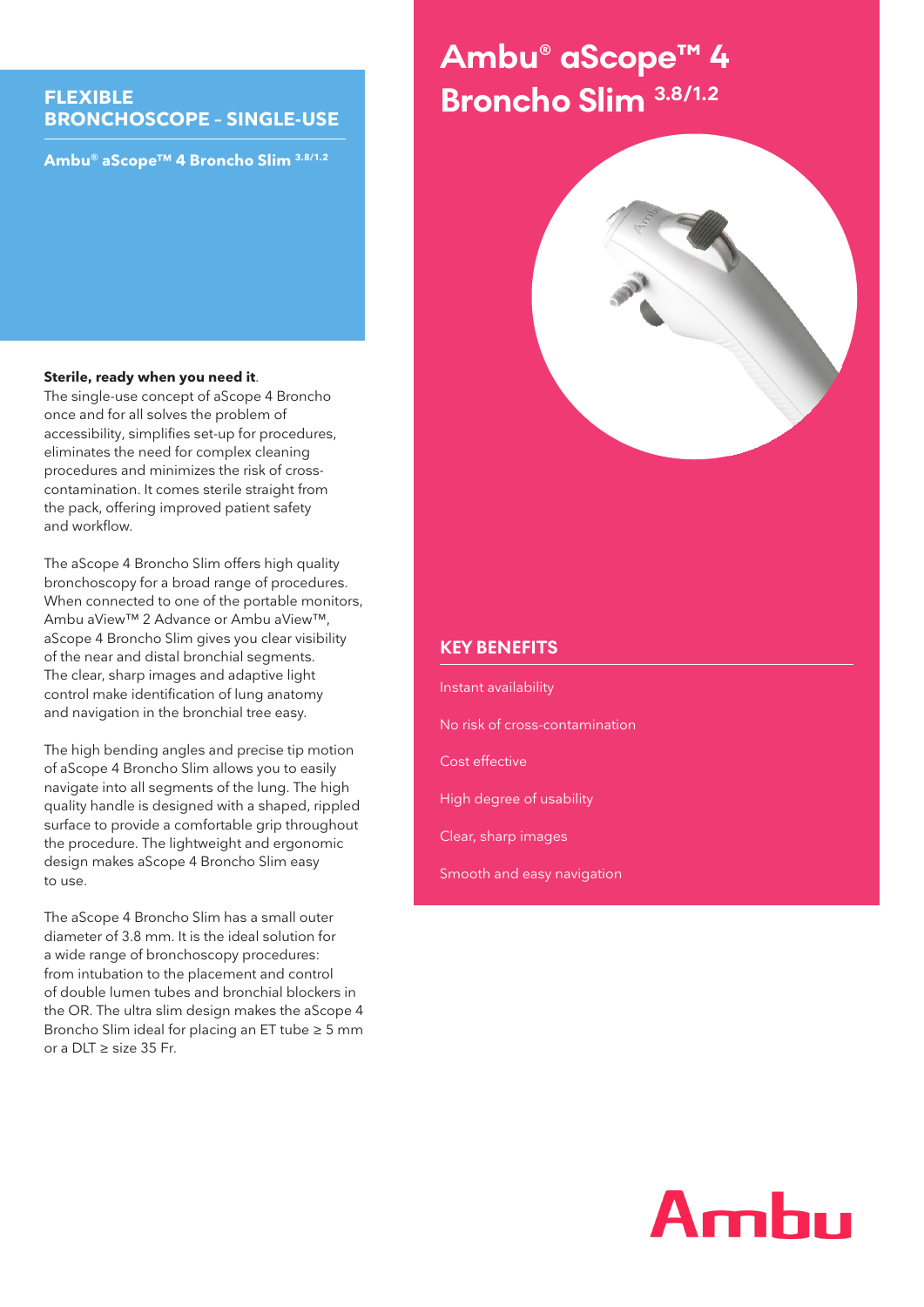# Ambu® aScope™ 4 Broncho Slim 3.8/1.2

## FLEXIBLE BRONCHOSCOPE – SINGLE-USE

**Ambu® aScope™ 4 Broncho Slim 3.8/1.2**

**Sterile, ready when you need it**.
The single-use concept of aScope 4 Broncho once and for all solves the problem of accessibility, simplifies set-up for procedures, eliminates the need for complex cleaning procedures and minimizes the risk of cross-contamination. It comes sterile straight from the pack, offering improved patient safety and workflow.

The aScope 4 Broncho Slim offers high quality bronchoscopy for a broad range of procedures. When connected to one of the portable monitors, Ambu aView™ 2 Advance or Ambu aView™, aScope 4 Broncho Slim gives you clear visibility of the near and distal bronchial segments. The clear, sharp images and adaptive light control make identification of lung anatomy and navigation in the bronchial tree easy.

The high bending angles and precise tip motion of aScope 4 Broncho Slim allows you to easily navigate into all segments of the lung. The high quality handle is designed with a shaped, rippled surface to provide a comfortable grip throughout the procedure. The lightweight and ergonomic design makes aScope 4 Broncho Slim easy to use.

The aScope 4 Broncho Slim has a small outer diameter of 3.8 mm. It is the ideal solution for a wide range of bronchoscopy procedures: from intubation to the placement and control of double lumen tubes and bronchial blockers in the OR. The ultra slim design makes the aScope 4 Broncho Slim ideal for placing an ET tube ≥ 5 mm or a DLT ≥ size 35 Fr.

## KEY BENEFITS

- Instant availability
- No risk of cross-contamination
- Cost effective
- High degree of usability
- Clear, sharp images
- Smooth and easy navigation

Ambu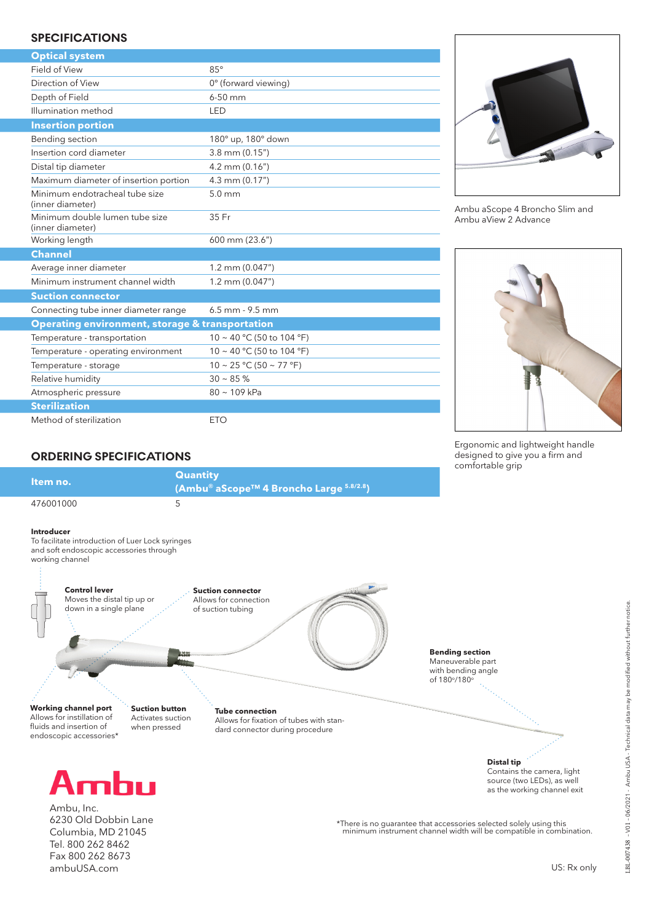## SPECIFICATIONS

| | |
|---|---|
| **Optical system** | |
| Field of View | 85° |
| Direction of View | 0° (forward viewing) |
| Depth of Field | 6-50 mm |
| Illumination method | LED |
| **Insertion portion** | |
| Bending section | 180° up, 180° down |
| Insertion cord diameter | 3.8 mm (0.15") |
| Distal tip diameter | 4.2 mm (0.16") |
| Maximum diameter of insertion portion | 4.3 mm (0.17") |
| Minimum endotracheal tube size (inner diameter) | 5.0 mm |
| Minimum double lumen tube size (inner diameter) | 35 Fr |
| Working length | 600 mm (23.6") |
| **Channel** | |
| Average inner diameter | 1.2 mm (0.047") |
| Minimum instrument channel width | 1.2 mm (0.047") |
| **Suction connector** | |
| Connecting tube inner diameter range | 6.5 mm - 9.5 mm |
| **Operating environment, storage & transportation** | |
| Temperature - transportation | 10 ~ 40 °C (50 to 104 °F) |
| Temperature - operating environment | 10 ~ 40 °C (50 to 104 °F) |
| Temperature - storage | 10 ~ 25 °C (50 ~ 77 °F) |
| Relative humidity | 30 ~ 85 % |
| Atmospheric pressure | 80 ~ 109 kPa |
| **Sterilization** | |
| Method of sterilization | ETO |

Ambu aScope 4 Broncho Slim and Ambu aView 2 Advance

Ergonomic and lightweight handle designed to give you a firm and comfortable grip

## ORDERING SPECIFICATIONS

| Item no. | Quantity (Ambu® aScope™ 4 Broncho Large [5.8/2.8]) |
|---|---|
| 476001000 | 5 |

**Introducer**
To facilitate introduction of Luer Lock syringes and soft endoscopic accessories through working channel

**Control lever**
Moves the distal tip up or down in a single plane

**Suction connector**
Allows for connection of suction tubing

**Bending section**
Maneuverable part with bending angle of 180°/180°

**Working channel port**
Allows for instillation of fluids and insertion of endoscopic accessories*

**Suction button**
Activates suction when pressed

**Tube connection**
Allows for fixation of tubes with standard connector during procedure

**Distal tip**
Contains the camera, light source (two LEDs), as well as the working channel exit

Ambu

Ambu, Inc.
6230 Old Dobbin Lane
Columbia, MD 21045
Tel. 800 262 8462
Fax 800 262 8673
ambuUSA.com

*There is no guarantee that accessories selected solely using this minimum instrument channel width will be compatible in combination.

US: Rx only

LBL-007438 - V01 - 06/2021 - Ambu USA - Technical data may be modified without further notice.